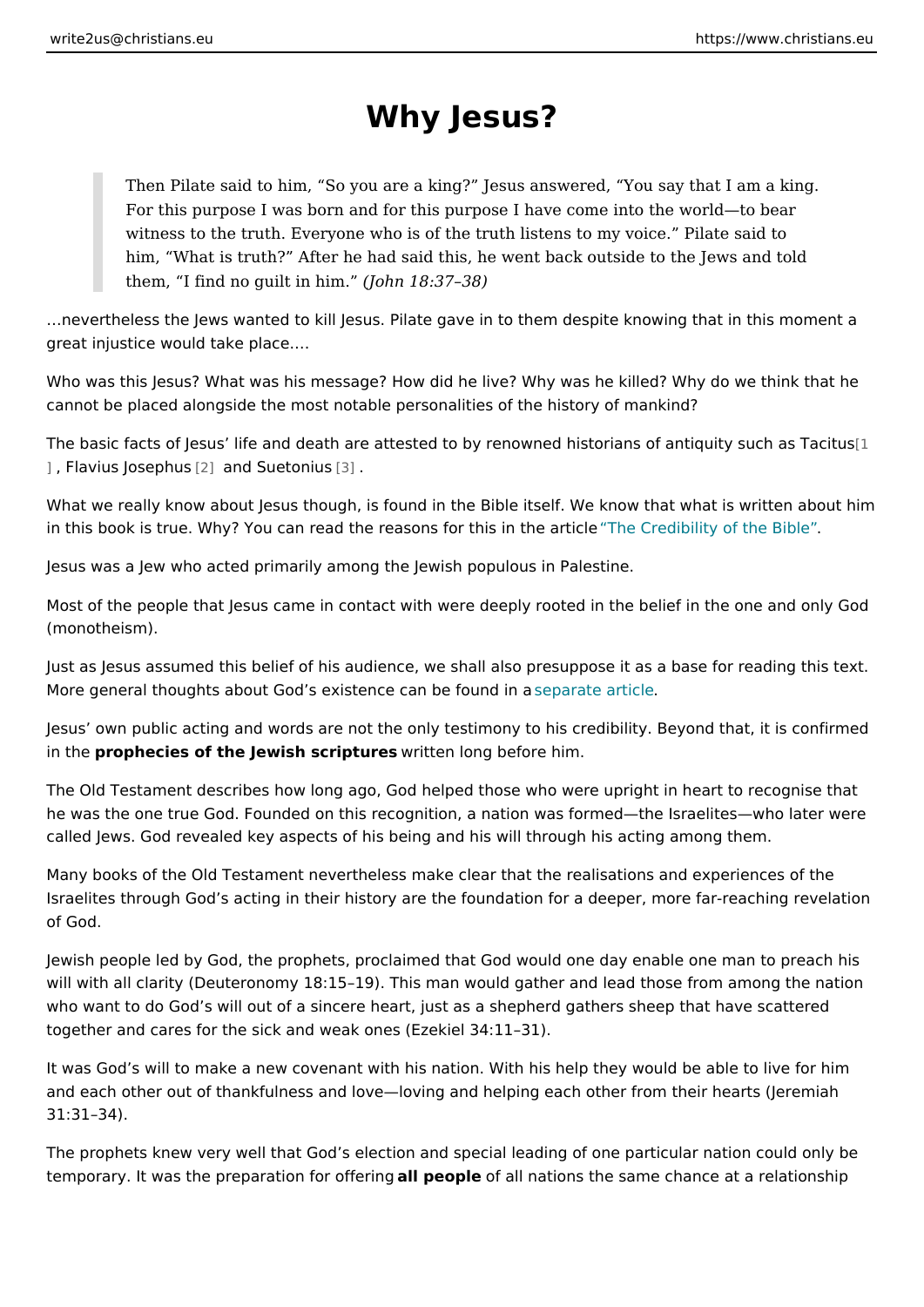# Why Jesus?

> Then Pilate said to him, “So you are a king?” Jesus answered, “You say that I am a king. For this purpose I was born and for this purpose I have come into the world—to bear witness to the truth. Everyone who is of the truth listens to my voice.” Pilate said to him, “What is truth?” After he had said this, he went back outside to the Jews and told them, “I find no guilt in him.” *(John 18:37–38)*

…nevertheless the Jews wanted to kill Jesus. Pilate gave in to them despite knowing that in this moment a great injustice would take place.…

Who was this Jesus? What was his message? How did he live? Why was he killed? Why do we think that he cannot be placed alongside the most notable personalities of the history of mankind?

The basic facts of Jesus’ life and death are attested to by renowned historians of antiquity such as Tacitus[1], Flavius Josephus[2] and Suetonius[3].

What we really know about Jesus though, is found in the Bible itself. We know that what is written about him in this book is true. Why? You can read the reasons for this in the article “The Credibility of the Bible”.

Jesus was a Jew who acted primarily among the Jewish populous in Palestine.

Most of the people that Jesus came in contact with were deeply rooted in the belief in the one and only God (monotheism).

Just as Jesus assumed this belief of his audience, we shall also presuppose it as a base for reading this text. More general thoughts about God’s existence can be found in a separate article.

Jesus’ own public acting and words are not the only testimony to his credibility. Beyond that, it is confirmed in the **prophecies of the Jewish scriptures** written long before him.

The Old Testament describes how long ago, God helped those who were upright in heart to recognise that he was the one true God. Founded on this recognition, a nation was formed—the Israelites—who later were called Jews. God revealed key aspects of his being and his will through his acting among them.

Many books of the Old Testament nevertheless make clear that the realisations and experiences of the Israelites through God’s acting in their history are the foundation for a deeper, more far-reaching revelation of God.

Jewish people led by God, the prophets, proclaimed that God would one day enable one man to preach his will with all clarity (Deuteronomy 18:15–19). This man would gather and lead those from among the nation who want to do God’s will out of a sincere heart, just as a shepherd gathers sheep that have scattered together and cares for the sick and weak ones (Ezekiel 34:11–31).

It was God’s will to make a new covenant with his nation. With his help they would be able to live for him and each other out of thankfulness and love—loving and helping each other from their hearts (Jeremiah 31:31–34).

The prophets knew very well that God’s election and special leading of one particular nation could only be temporary. It was the preparation for offering **all people** of all nations the same chance at a relationship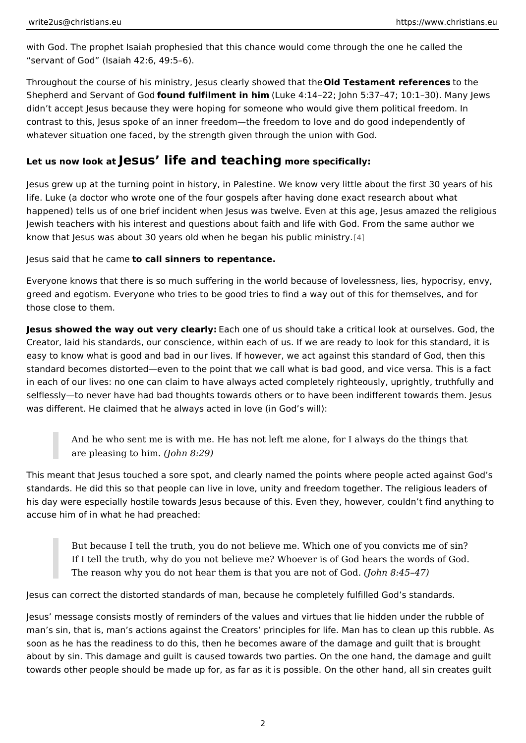with God. The prophet Isaiah prophesied that this chance would come through the one he called the "servant of God" (Isaiah 42:6, 49:5–6).

Throughout the course of his ministry, Jesus clearly showed that the **Old Testament references** to the Shepherd and Servant of God **found fulfilment in him** (Luke 4:14–22; John 5:37–47; 10:1–30). Many Jews didn't accept Jesus because they were hoping for someone who would give them political freedom. In contrast to this, Jesus spoke of an inner freedom—the freedom to love and do good independently of whatever situation one faced, by the strength given through the union with God.

## Let us now look at Jesus' life and teaching more specifically:

Jesus grew up at the turning point in history, in Palestine. We know very little about the first 30 years of his life. Luke (a doctor who wrote one of the four gospels after having done exact research about what happened) tells us of one brief incident when Jesus was twelve. Even at this age, Jesus amazed the religious Jewish teachers with his interest and questions about faith and life with God. From the same author we know that Jesus was about 30 years old when he began his public ministry.[4]

Jesus said that he came **to call sinners to repentance.**

Everyone knows that there is so much suffering in the world because of lovelessness, lies, hypocrisy, envy, greed and egotism. Everyone who tries to be good tries to find a way out of this for themselves, and for those close to them.

**Jesus showed the way out very clearly:** Each one of us should take a critical look at ourselves. God, the Creator, laid his standards, our conscience, within each of us. If we are ready to look for this standard, it is easy to know what is good and bad in our lives. If however, we act against this standard of God, then this standard becomes distorted—even to the point that we call what is bad good, and vice versa. This is a fact in each of our lives: no one can claim to have always acted completely righteously, uprightly, truthfully and selflessly—to never have had bad thoughts towards others or to have been indifferent towards them. Jesus was different. He claimed that he always acted in love (in God's will):

> And he who sent me is with me. He has not left me alone, for I always do the things that are pleasing to him. *(John 8:29)*

This meant that Jesus touched a sore spot, and clearly named the points where people acted against God's standards. He did this so that people can live in love, unity and freedom together. The religious leaders of his day were especially hostile towards Jesus because of this. Even they, however, couldn't find anything to accuse him of in what he had preached:

> But because I tell the truth, you do not believe me. Which one of you convicts me of sin? If I tell the truth, why do you not believe me? Whoever is of God hears the words of God. The reason why you do not hear them is that you are not of God. *(John 8:45–47)*

Jesus can correct the distorted standards of man, because he completely fulfilled God's standards.

Jesus' message consists mostly of reminders of the values and virtues that lie hidden under the rubble of man's sin, that is, man's actions against the Creators' principles for life. Man has to clean up this rubble. As soon as he has the readiness to do this, then he becomes aware of the damage and guilt that is brought about by sin. This damage and guilt is caused towards two parties. On the one hand, the damage and guilt towards other people should be made up for, as far as it is possible. On the other hand, all sin creates guilt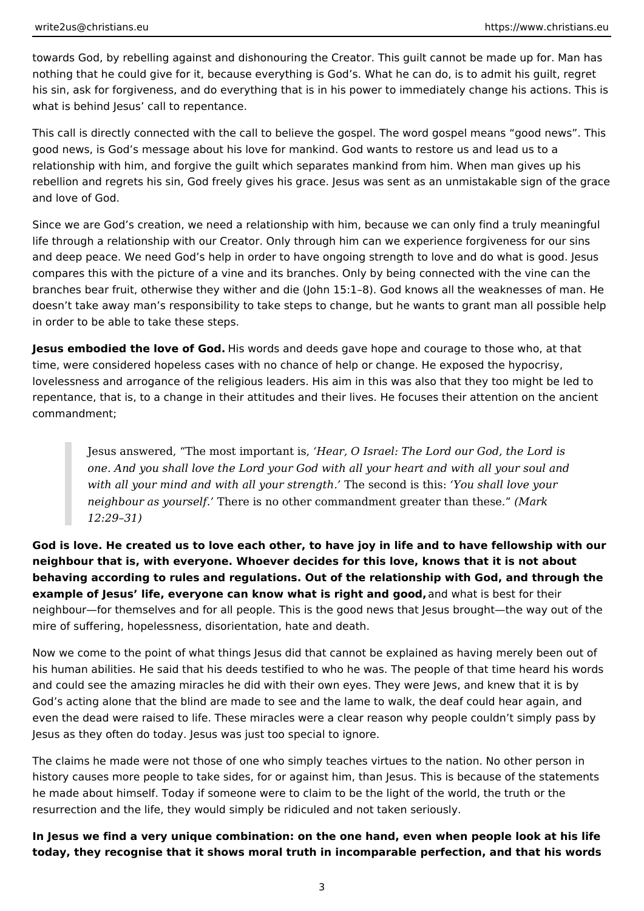towards God, by rebelling against and dishonouring the Creator. This guilt cannot be made up for. Man has nothing that he could give for it, because everything is God's. What he can do, is to admit his guilt, regret his sin, ask for forgiveness, and do everything that is in his power to immediately change his actions. This is what is behind Jesus' call to repentance.

This call is directly connected with the call to believe the gospel. The word gospel means "good news". This good news, is God's message about his love for mankind. God wants to restore us and lead us to a relationship with him, and forgive the guilt which separates mankind from him. When man gives up his rebellion and regrets his sin, God freely gives his grace. Jesus was sent as an unmistakable sign of the grace and love of God.

Since we are God's creation, we need a relationship with him, because we can only find a truly meaningful life through a relationship with our Creator. Only through him can we experience forgiveness for our sins and deep peace. We need God's help in order to have ongoing strength to love and do what is good. Jesus compares this with the picture of a vine and its branches. Only by being connected with the vine can the branches bear fruit, otherwise they wither and die (John 15:1–8). God knows all the weaknesses of man. He doesn't take away man's responsibility to take steps to change, but he wants to grant man all possible help in order to be able to take these steps.

**Jesus embodied the love of God.** His words and deeds gave hope and courage to those who, at that time, were considered hopeless cases with no chance of help or change. He exposed the hypocrisy, lovelessness and arrogance of the religious leaders. His aim in this was also that they too might be led to repentance, that is, to a change in their attitudes and their lives. He focuses their attention on the ancient commandment;

> Jesus answered, "The most important is*, 'Hear, O Israel: The Lord our God, the Lord is one. And you shall love the Lord your God with all your heart and with all your soul and with all your mind and with all your strength.'* The second is this: *'You shall love your neighbour as yourself.'* There is no other commandment greater than these." *(Mark 12:29–31)*

**God is love. He created us to love each other, to have joy in life and to have fellowship with our neighbour that is, with everyone. Whoever decides for this love, knows that it is not about behaving according to rules and regulations. Out of the relationship with God, and through the example of Jesus' life, everyone can know what is right and good,** and what is best for their neighbour—for themselves and for all people. This is the good news that Jesus brought—the way out of the mire of suffering, hopelessness, disorientation, hate and death.

Now we come to the point of what things Jesus did that cannot be explained as having merely been out of his human abilities. He said that his deeds testified to who he was. The people of that time heard his words and could see the amazing miracles he did with their own eyes. They were Jews, and knew that it is by God's acting alone that the blind are made to see and the lame to walk, the deaf could hear again, and even the dead were raised to life. These miracles were a clear reason why people couldn't simply pass by Jesus as they often do today. Jesus was just too special to ignore.

The claims he made were not those of one who simply teaches virtues to the nation. No other person in history causes more people to take sides, for or against him, than Jesus. This is because of the statements he made about himself. Today if someone were to claim to be the light of the world, the truth or the resurrection and the life, they would simply be ridiculed and not taken seriously.

**In Jesus we find a very unique combination: on the one hand, even when people look at his life today, they recognise that it shows moral truth in incomparable perfection, and that his words**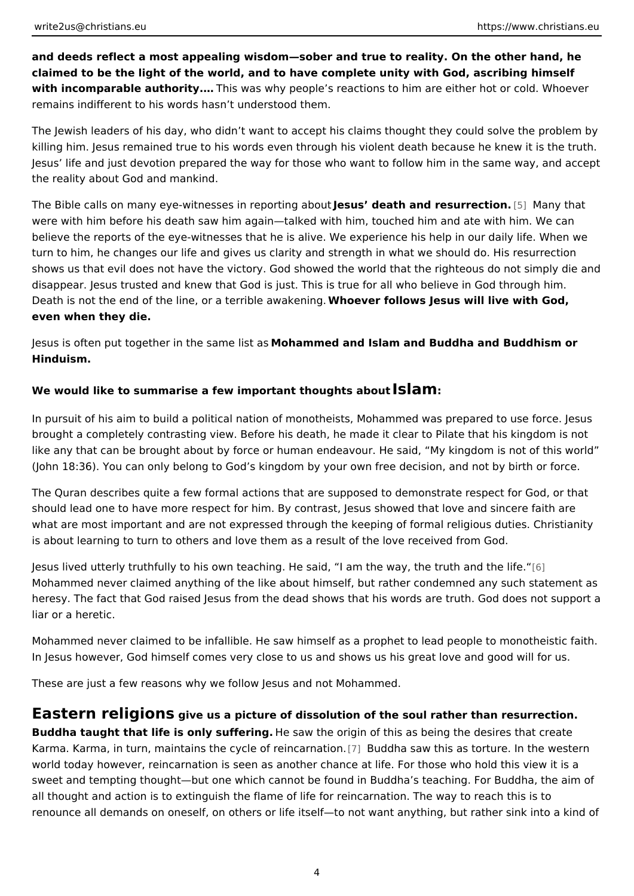**and deeds reflect a most appealing wisdom—sober and true to reality. On the other hand, he claimed to be the light of the world, and to have complete unity with God, ascribing himself with incomparable authority….** This was why people's reactions to him are either hot or cold. Whoever remains indifferent to his words hasn't understood them.

The Jewish leaders of his day, who didn't want to accept his claims thought they could solve the problem by killing him. Jesus remained true to his words even through his violent death because he knew it is the truth. Jesus' life and just devotion prepared the way for those who want to follow him in the same way, and accept the reality about God and mankind.

The Bible calls on many eye-witnesses in reporting about **Jesus' death and resurrection.** [5] Many that were with him before his death saw him again—talked with him, touched him and ate with him. We can believe the reports of the eye-witnesses that he is alive. We experience his help in our daily life. When we turn to him, he changes our life and gives us clarity and strength in what we should do. His resurrection shows us that evil does not have the victory. God showed the world that the righteous do not simply die and disappear. Jesus trusted and knew that God is just. This is true for all who believe in God through him. Death is not the end of the line, or a terrible awakening. **Whoever follows Jesus will live with God, even when they die.**

Jesus is often put together in the same list as **Mohammed and Islam and Buddha and Buddhism or Hinduism.**

**We would like to summarise a few important thoughts about Islam:**

In pursuit of his aim to build a political nation of monotheists, Mohammed was prepared to use force. Jesus brought a completely contrasting view. Before his death, he made it clear to Pilate that his kingdom is not like any that can be brought about by force or human endeavour. He said, "My kingdom is not of this world" (John 18:36). You can only belong to God's kingdom by your own free decision, and not by birth or force.

The Quran describes quite a few formal actions that are supposed to demonstrate respect for God, or that should lead one to have more respect for him. By contrast, Jesus showed that love and sincere faith are what are most important and are not expressed through the keeping of formal religious duties. Christianity is about learning to turn to others and love them as a result of the love received from God.

Jesus lived utterly truthfully to his own teaching. He said, "I am the way, the truth and the life."[6] Mohammed never claimed anything of the like about himself, but rather condemned any such statement as heresy. The fact that God raised Jesus from the dead shows that his words are truth. God does not support a liar or a heretic.

Mohammed never claimed to be infallible. He saw himself as a prophet to lead people to monotheistic faith. In Jesus however, God himself comes very close to us and shows us his great love and good will for us.

These are just a few reasons why we follow Jesus and not Mohammed.

## Eastern religions give us a picture of dissolution of the soul rather than resurrection.

**Buddha taught that life is only suffering.** He saw the origin of this as being the desires that create Karma. Karma, in turn, maintains the cycle of reincarnation. [7] Buddha saw this as torture. In the western world today however, reincarnation is seen as another chance at life. For those who hold this view it is a sweet and tempting thought—but one which cannot be found in Buddha's teaching. For Buddha, the aim of all thought and action is to extinguish the flame of life for reincarnation. The way to reach this is to renounce all demands on oneself, on others or life itself—to not want anything, but rather sink into a kind of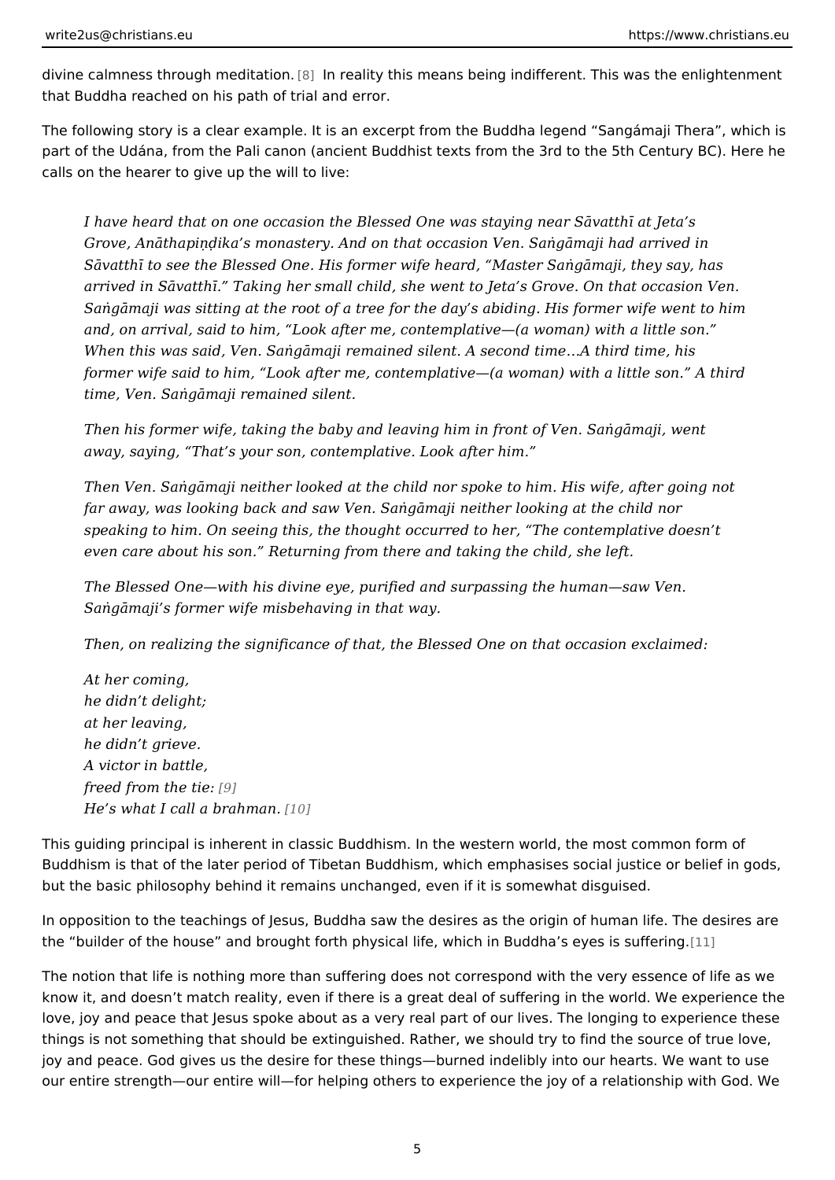divine calmness through meditation.[8] In reality this means being indifferent. This was the enlightenment that Buddha reached on his path of trial and error.

The following story is a clear example. It is an excerpt from the Buddha legend "Sangámaji Thera", which is part of the Udána, from the Pali canon (ancient Buddhist texts from the 3rd to the 5th Century BC). Here he calls on the hearer to give up the will to live:

> *I have heard that on one occasion the Blessed One was staying near Sāvatthī at Jeta's Grove, Anāthapiṇḍika's monastery. And on that occasion Ven. Saṅgāmaji had arrived in Sāvatthī to see the Blessed One. His former wife heard, "Master Saṅgāmaji, they say, has arrived in Sāvatthī." Taking her small child, she went to Jeta's Grove. On that occasion Ven. Saṅgāmaji was sitting at the root of a tree for the day's abiding. His former wife went to him and, on arrival, said to him, "Look after me, contemplative—(a woman) with a little son." When this was said, Ven. Saṅgāmaji remained silent. A second time…A third time, his former wife said to him, "Look after me, contemplative—(a woman) with a little son." A third time, Ven. Saṅgāmaji remained silent.*
>
> *Then his former wife, taking the baby and leaving him in front of Ven. Saṅgāmaji, went away, saying, "That's your son, contemplative. Look after him."*
>
> *Then Ven. Saṅgāmaji neither looked at the child nor spoke to him. His wife, after going not far away, was looking back and saw Ven. Saṅgāmaji neither looking at the child nor speaking to him. On seeing this, the thought occurred to her, "The contemplative doesn't even care about his son." Returning from there and taking the child, she left.*
>
> *The Blessed One—with his divine eye, purified and surpassing the human—saw Ven. Saṅgāmaji's former wife misbehaving in that way.*
>
> *Then, on realizing the significance of that, the Blessed One on that occasion exclaimed:*
>
> *At her coming,*
> *he didn't delight;*
> *at her leaving,*
> *he didn't grieve.*
> *A victor in battle,*
> *freed from the tie:*[9]
> *He's what I call a brahman.*[10]

This guiding principal is inherent in classic Buddhism. In the western world, the most common form of Buddhism is that of the later period of Tibetan Buddhism, which emphasises social justice or belief in gods, but the basic philosophy behind it remains unchanged, even if it is somewhat disguised.

In opposition to the teachings of Jesus, Buddha saw the desires as the origin of human life. The desires are the "builder of the house" and brought forth physical life, which in Buddha's eyes is suffering.[11]

The notion that life is nothing more than suffering does not correspond with the very essence of life as we know it, and doesn't match reality, even if there is a great deal of suffering in the world. We experience the love, joy and peace that Jesus spoke about as a very real part of our lives. The longing to experience these things is not something that should be extinguished. Rather, we should try to find the source of true love, joy and peace. God gives us the desire for these things—burned indelibly into our hearts. We want to use our entire strength—our entire will—for helping others to experience the joy of a relationship with God. We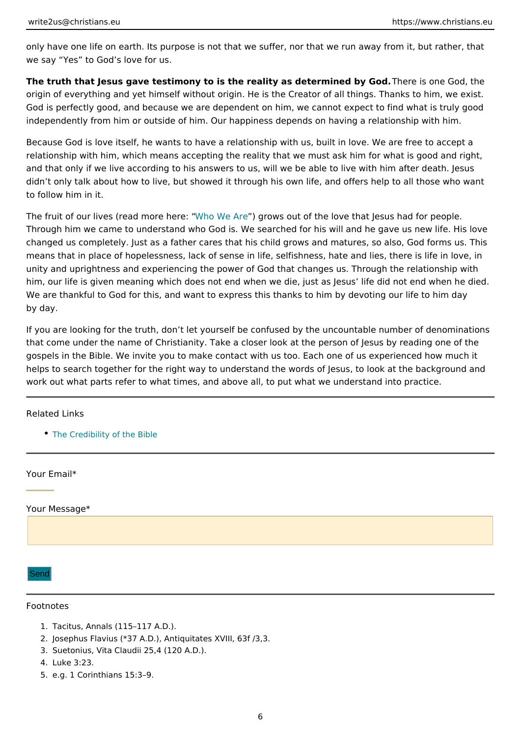only have one life on earth. Its purpose is not that we suffer, nor that we run away from it, but rather, that we say “Yes” to God’s love for us.

**The truth that Jesus gave testimony to is the reality as determined by God.** There is one God, the origin of everything and yet himself without origin. He is the Creator of all things. Thanks to him, we exist. God is perfectly good, and because we are dependent on him, we cannot expect to find what is truly good independently from him or outside of him. Our happiness depends on having a relationship with him.

Because God is love itself, he wants to have a relationship with us, built in love. We are free to accept a relationship with him, which means accepting the reality that we must ask him for what is good and right, and that only if we live according to his answers to us, will we be able to live with him after death. Jesus didn’t only talk about how to live, but showed it through his own life, and offers help to all those who want to follow him in it.

The fruit of our lives (read more here: “Who We Are”) grows out of the love that Jesus had for people. Through him we came to understand who God is. We searched for his will and he gave us new life. His love changed us completely. Just as a father cares that his child grows and matures, so also, God forms us. This means that in place of hopelessness, lack of sense in life, selfishness, hate and lies, there is life in love, in unity and uprightness and experiencing the power of God that changes us. Through the relationship with him, our life is given meaning which does not end when we die, just as Jesus’ life did not end when he died. We are thankful to God for this, and want to express this thanks to him by devoting our life to him day by day.

If you are looking for the truth, don’t let yourself be confused by the uncountable number of denominations that come under the name of Christianity. Take a closer look at the person of Jesus by reading one of the gospels in the Bible. We invite you to make contact with us too. Each one of us experienced how much it helps to search together for the right way to understand the words of Jesus, to look at the background and work out what parts refer to what times, and above all, to put what we understand into practice.

---

Related Links

- The Credibility of the Bible

---

Your Email*

Your Message*

Send

---

Footnotes

1. Tacitus, Annals (115–117 A.D.).
2. Josephus Flavius (*37 A.D.), Antiquitates XVIII, 63f /3,3.
3. Suetonius, Vita Claudii 25,4 (120 A.D.).
4. Luke 3:23.
5. e.g. 1 Corinthians 15:3–9.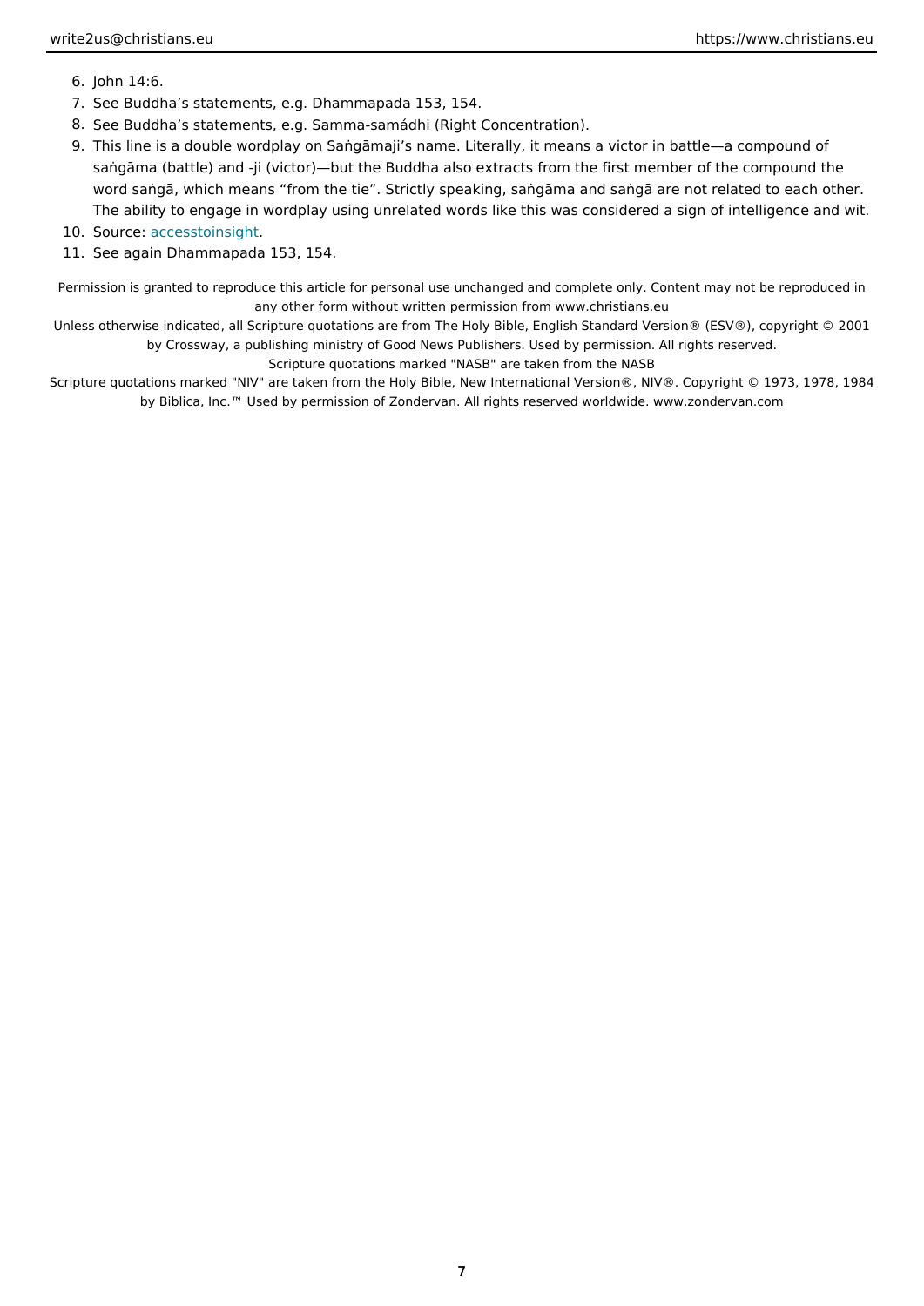6. John 14:6.
7. See Buddha's statements, e.g. Dhammapada 153, 154.
8. See Buddha's statements, e.g. Samma-samádhi (Right Concentration).
9. This line is a double wordplay on Saṅgāmaji's name. Literally, it means a victor in battle—a compound of saṅgāma (battle) and -ji (victor)—but the Buddha also extracts from the first member of the compound the word saṅgā, which means "from the tie". Strictly speaking, saṅgāma and saṅgā are not related to each other. The ability to engage in wordplay using unrelated words like this was considered a sign of intelligence and wit.
10. Source: accesstoinsight.
11. See again Dhammapada 153, 154.

Permission is granted to reproduce this article for personal use unchanged and complete only. Content may not be reproduced in any other form without written permission from www.christians.eu

Unless otherwise indicated, all Scripture quotations are from The Holy Bible, English Standard Version® (ESV®), copyright © 2001 by Crossway, a publishing ministry of Good News Publishers. Used by permission. All rights reserved.

Scripture quotations marked "NASB" are taken from the NASB

Scripture quotations marked "NIV" are taken from the Holy Bible, New International Version®, NIV®. Copyright © 1973, 1978, 1984 by Biblica, Inc.™ Used by permission of Zondervan. All rights reserved worldwide. www.zondervan.com